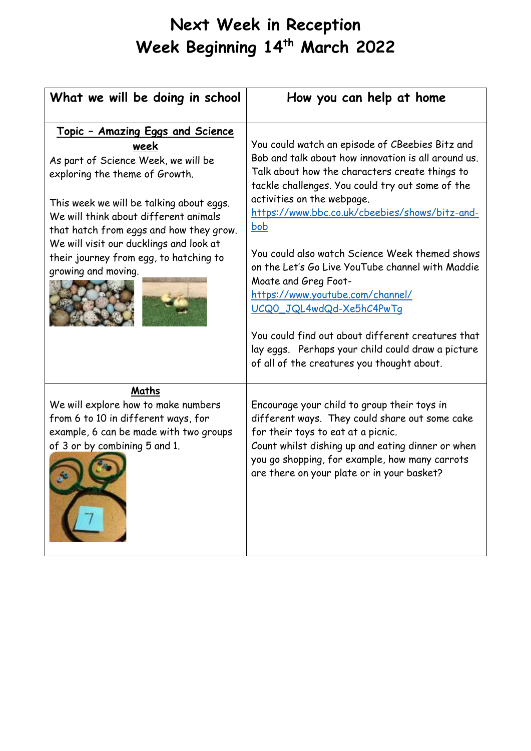# Next Week in Reception
# Week Beginning 14th March 2022

| What we will be doing in school | How you can help at home |
|---|---|
| **Topic – Amazing Eggs and Science week**<br>As part of Science Week, we will be exploring the theme of Growth.<br><br>This week we will be talking about eggs. We will think about different animals that hatch from eggs and how they grow. We will visit our ducklings and look at their journey from egg, to hatching to growing and moving. | You could watch an episode of CBeebies Bitz and Bob and talk about how innovation is all around us. Talk about how the characters create things to tackle challenges. You could try out some of the activities on the webpage.<br>https://www.bbc.co.uk/cbeebies/shows/bitz-and-bob<br><br>You could also watch Science Week themed shows on the Let's Go Live YouTube channel with Maddie Moate and Greg Foot-<br>https://www.youtube.com/channel/UCQ0_JQL4wdQd-Xe5hC4PwTg<br><br>You could find out about different creatures that lay eggs. Perhaps your child could draw a picture of all of the creatures you thought about. |
| **Maths**<br>We will explore how to make numbers from 6 to 10 in different ways, for example, 6 can be made with two groups of 3 or by combining 5 and 1. | Encourage your child to group their toys in different ways. They could share out some cake for their toys to eat at a picnic.<br>Count whilst dishing up and eating dinner or when you go shopping, for example, how many carrots are there on your plate or in your basket? |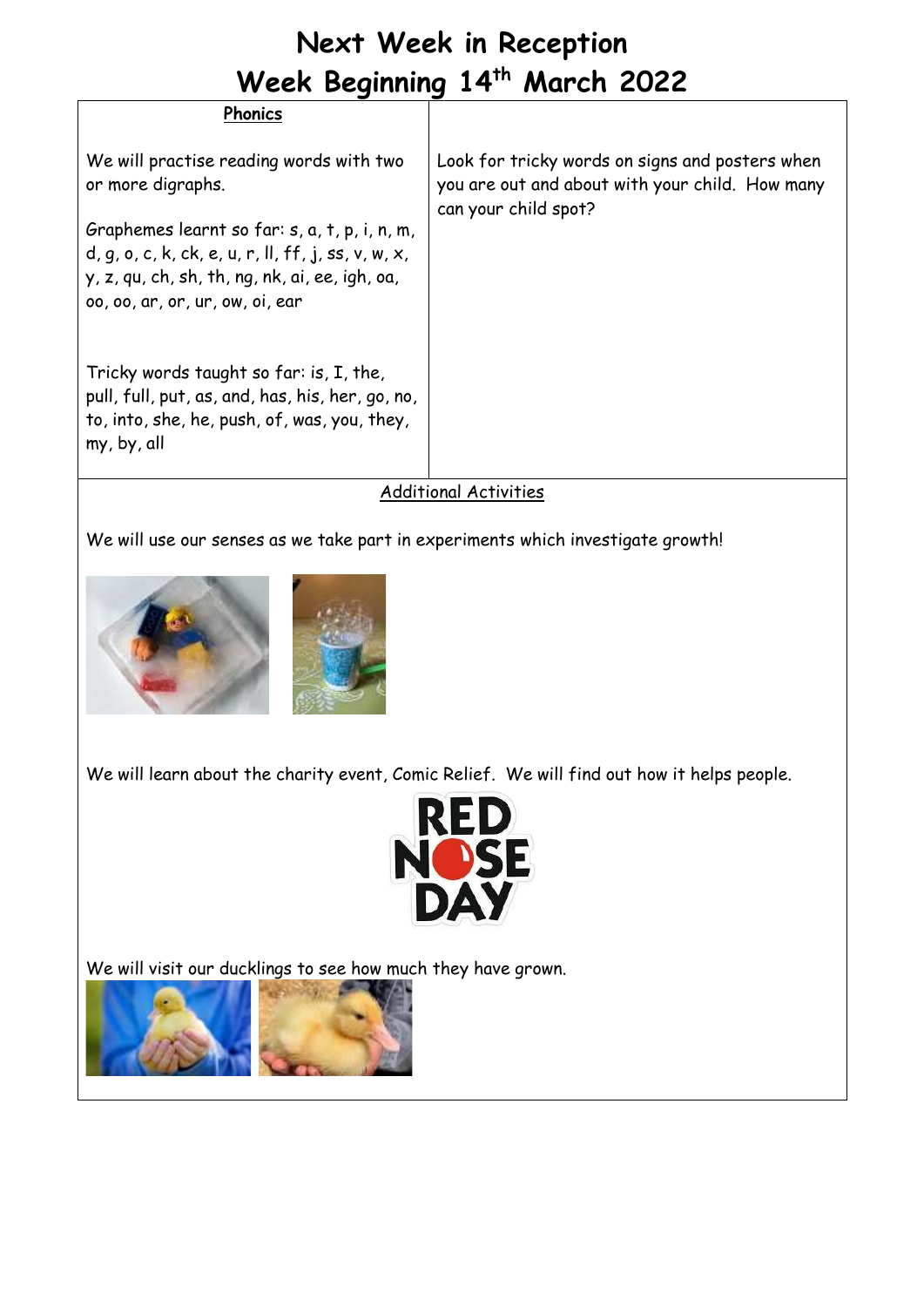# Next Week in Reception
# Week Beginning 14th March 2022

**Phonics**

We will practise reading words with two or more digraphs.

Graphemes learnt so far: s, a, t, p, i, n, m, d, g, o, c, k, ck, e, u, r, ll, ff, j, ss, v, w, x, y, z, qu, ch, sh, th, ng, nk, ai, ee, igh, oa, oo, oo, ar, or, ur, ow, oi, ear

Tricky words taught so far: is, I, the, pull, full, put, as, and, has, his, her, go, no, to, into, she, he, push, of, was, you, they, my, by, all

Look for tricky words on signs and posters when you are out and about with your child. How many can your child spot?

**Additional Activities**

We will use our senses as we take part in experiments which investigate growth!

We will learn about the charity event, Comic Relief. We will find out how it helps people.

RED NOSE DAY

We will visit our ducklings to see how much they have grown.